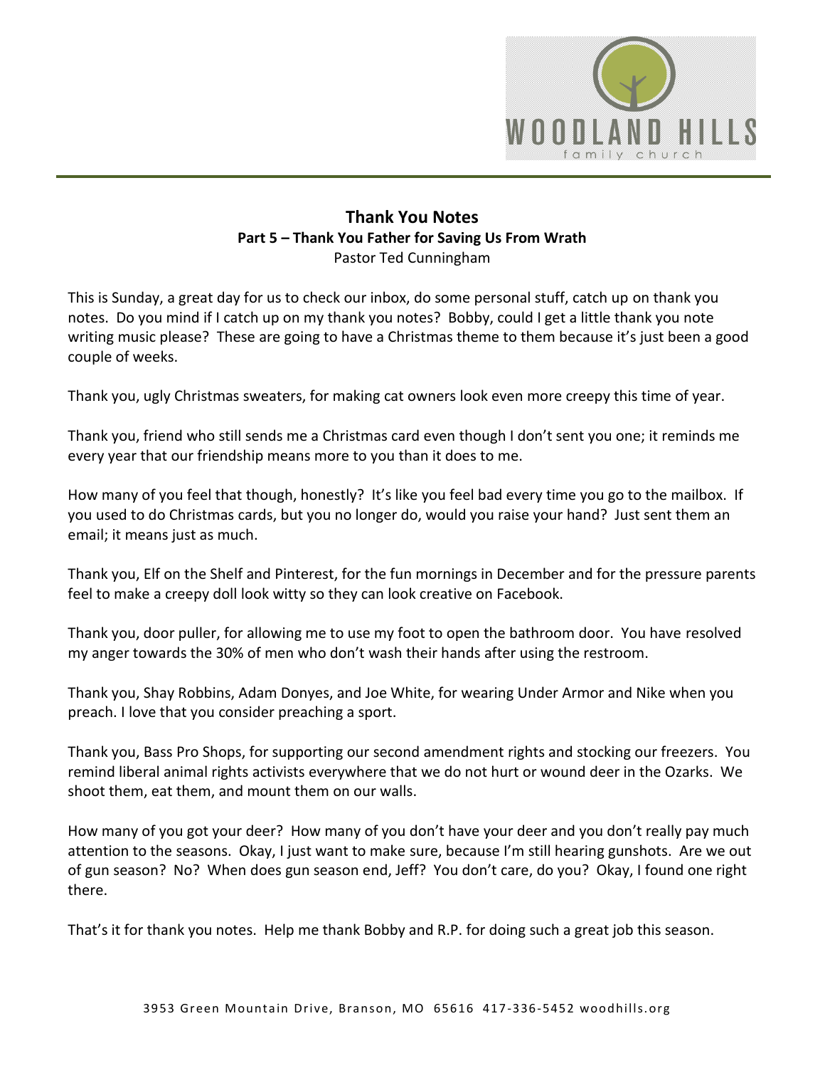# Thank You Notes

## Part 5 – Thank You Father for Saving Us From Wrath

Pastor Ted Cunningham

This is Sunday, a great day for us to check our inbox, do some personal stuff, catch up on thank you notes. Do you mind if I catch up on my thank you notes? Bobby, could I get a little thank you note writing music please? These are going to have a Christmas theme to them because it's just been a good couple of weeks.

Thank you, ugly Christmas sweaters, for making cat owners look even more creepy this time of year.

Thank you, friend who still sends me a Christmas card even though I don't sent you one; it reminds me every year that our friendship means more to you than it does to me.

How many of you feel that though, honestly? It's like you feel bad every time you go to the mailbox. If you used to do Christmas cards, but you no longer do, would you raise your hand? Just sent them an email; it means just as much.

Thank you, Elf on the Shelf and Pinterest, for the fun mornings in December and for the pressure parents feel to make a creepy doll look witty so they can look creative on Facebook.

Thank you, door puller, for allowing me to use my foot to open the bathroom door. You have resolved my anger towards the 30% of men who don't wash their hands after using the restroom.

Thank you, Shay Robbins, Adam Donyes, and Joe White, for wearing Under Armor and Nike when you preach. I love that you consider preaching a sport.

Thank you, Bass Pro Shops, for supporting our second amendment rights and stocking our freezers. You remind liberal animal rights activists everywhere that we do not hurt or wound deer in the Ozarks. We shoot them, eat them, and mount them on our walls.

How many of you got your deer? How many of you don't have your deer and you don't really pay much attention to the seasons. Okay, I just want to make sure, because I'm still hearing gunshots. Are we out of gun season? No? When does gun season end, Jeff? You don't care, do you? Okay, I found one right there.

That's it for thank you notes. Help me thank Bobby and R.P. for doing such a great job this season.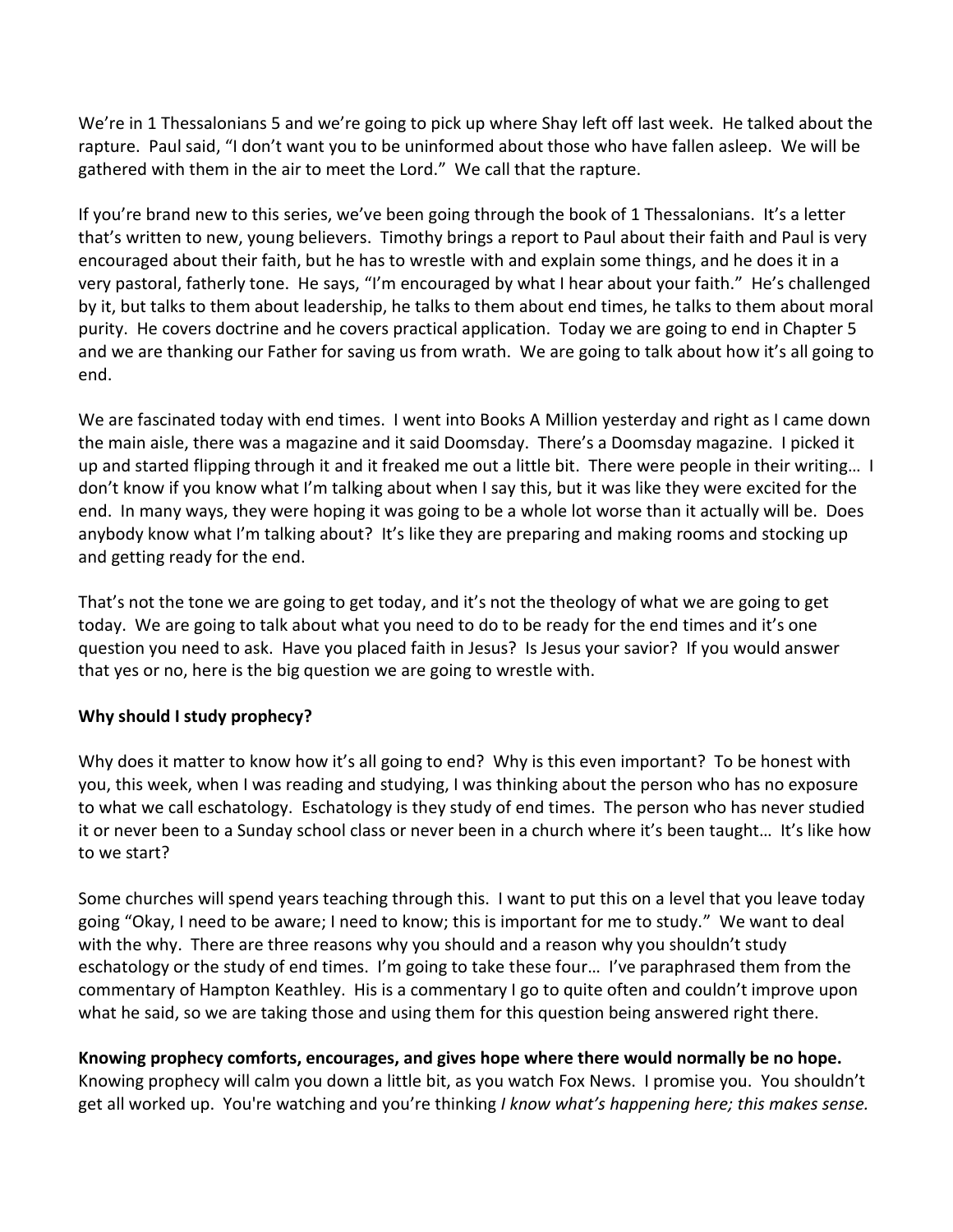We're in 1 Thessalonians 5 and we're going to pick up where Shay left off last week. He talked about the rapture. Paul said, "I don't want you to be uninformed about those who have fallen asleep. We will be gathered with them in the air to meet the Lord." We call that the rapture.

If you're brand new to this series, we've been going through the book of 1 Thessalonians. It's a letter that's written to new, young believers. Timothy brings a report to Paul about their faith and Paul is very encouraged about their faith, but he has to wrestle with and explain some things, and he does it in a very pastoral, fatherly tone. He says, "I'm encouraged by what I hear about your faith." He's challenged by it, but talks to them about leadership, he talks to them about end times, he talks to them about moral purity. He covers doctrine and he covers practical application. Today we are going to end in Chapter 5 and we are thanking our Father for saving us from wrath. We are going to talk about how it's all going to end.

We are fascinated today with end times. I went into Books A Million yesterday and right as I came down the main aisle, there was a magazine and it said Doomsday. There's a Doomsday magazine. I picked it up and started flipping through it and it freaked me out a little bit. There were people in their writing… I don't know if you know what I'm talking about when I say this, but it was like they were excited for the end. In many ways, they were hoping it was going to be a whole lot worse than it actually will be. Does anybody know what I'm talking about? It's like they are preparing and making rooms and stocking up and getting ready for the end.

That's not the tone we are going to get today, and it's not the theology of what we are going to get today. We are going to talk about what you need to do to be ready for the end times and it's one question you need to ask. Have you placed faith in Jesus? Is Jesus your savior? If you would answer that yes or no, here is the big question we are going to wrestle with.

**Why should I study prophecy?**

Why does it matter to know how it's all going to end? Why is this even important? To be honest with you, this week, when I was reading and studying, I was thinking about the person who has no exposure to what we call eschatology. Eschatology is they study of end times. The person who has never studied it or never been to a Sunday school class or never been in a church where it's been taught… It's like how to we start?

Some churches will spend years teaching through this. I want to put this on a level that you leave today going "Okay, I need to be aware; I need to know; this is important for me to study." We want to deal with the why. There are three reasons why you should and a reason why you shouldn't study eschatology or the study of end times. I'm going to take these four… I've paraphrased them from the commentary of Hampton Keathley. His is a commentary I go to quite often and couldn't improve upon what he said, so we are taking those and using them for this question being answered right there.

**Knowing prophecy comforts, encourages, and gives hope where there would normally be no hope.** Knowing prophecy will calm you down a little bit, as you watch Fox News. I promise you. You shouldn't get all worked up. You're watching and you're thinking *I know what's happening here; this makes sense.*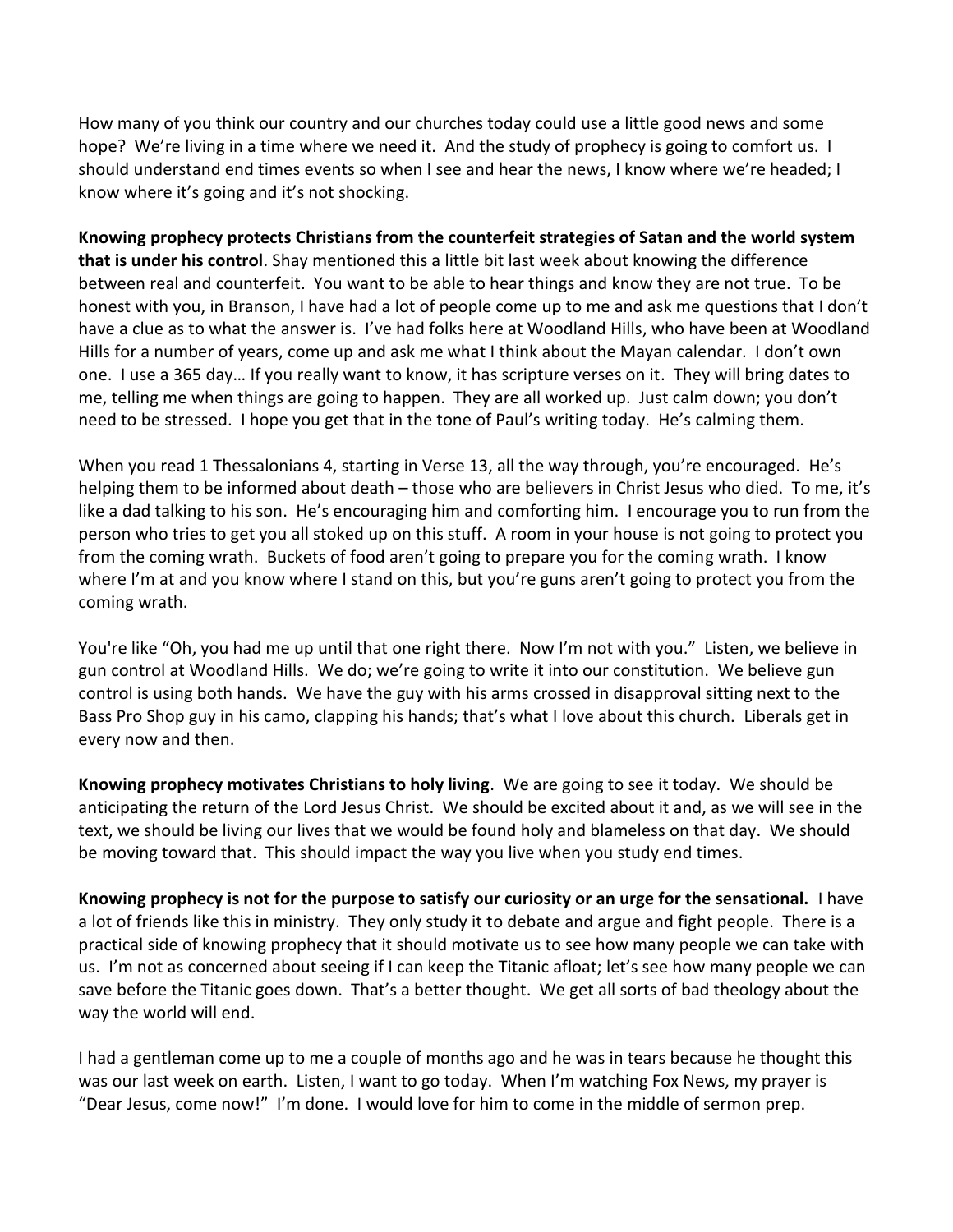How many of you think our country and our churches today could use a little good news and some hope? We're living in a time where we need it. And the study of prophecy is going to comfort us. I should understand end times events so when I see and hear the news, I know where we're headed; I know where it's going and it's not shocking.

**Knowing prophecy protects Christians from the counterfeit strategies of Satan and the world system that is under his control**. Shay mentioned this a little bit last week about knowing the difference between real and counterfeit. You want to be able to hear things and know they are not true. To be honest with you, in Branson, I have had a lot of people come up to me and ask me questions that I don't have a clue as to what the answer is. I've had folks here at Woodland Hills, who have been at Woodland Hills for a number of years, come up and ask me what I think about the Mayan calendar. I don't own one. I use a 365 day… If you really want to know, it has scripture verses on it. They will bring dates to me, telling me when things are going to happen. They are all worked up. Just calm down; you don't need to be stressed. I hope you get that in the tone of Paul's writing today. He's calming them.

When you read 1 Thessalonians 4, starting in Verse 13, all the way through, you're encouraged. He's helping them to be informed about death – those who are believers in Christ Jesus who died. To me, it's like a dad talking to his son. He's encouraging him and comforting him. I encourage you to run from the person who tries to get you all stoked up on this stuff. A room in your house is not going to protect you from the coming wrath. Buckets of food aren't going to prepare you for the coming wrath. I know where I'm at and you know where I stand on this, but you're guns aren't going to protect you from the coming wrath.

You're like "Oh, you had me up until that one right there. Now I'm not with you." Listen, we believe in gun control at Woodland Hills. We do; we're going to write it into our constitution. We believe gun control is using both hands. We have the guy with his arms crossed in disapproval sitting next to the Bass Pro Shop guy in his camo, clapping his hands; that's what I love about this church. Liberals get in every now and then.

**Knowing prophecy motivates Christians to holy living**. We are going to see it today. We should be anticipating the return of the Lord Jesus Christ. We should be excited about it and, as we will see in the text, we should be living our lives that we would be found holy and blameless on that day. We should be moving toward that. This should impact the way you live when you study end times.

**Knowing prophecy is not for the purpose to satisfy our curiosity or an urge for the sensational.** I have a lot of friends like this in ministry. They only study it to debate and argue and fight people. There is a practical side of knowing prophecy that it should motivate us to see how many people we can take with us. I'm not as concerned about seeing if I can keep the Titanic afloat; let's see how many people we can save before the Titanic goes down. That's a better thought. We get all sorts of bad theology about the way the world will end.

I had a gentleman come up to me a couple of months ago and he was in tears because he thought this was our last week on earth. Listen, I want to go today. When I'm watching Fox News, my prayer is "Dear Jesus, come now!" I'm done. I would love for him to come in the middle of sermon prep.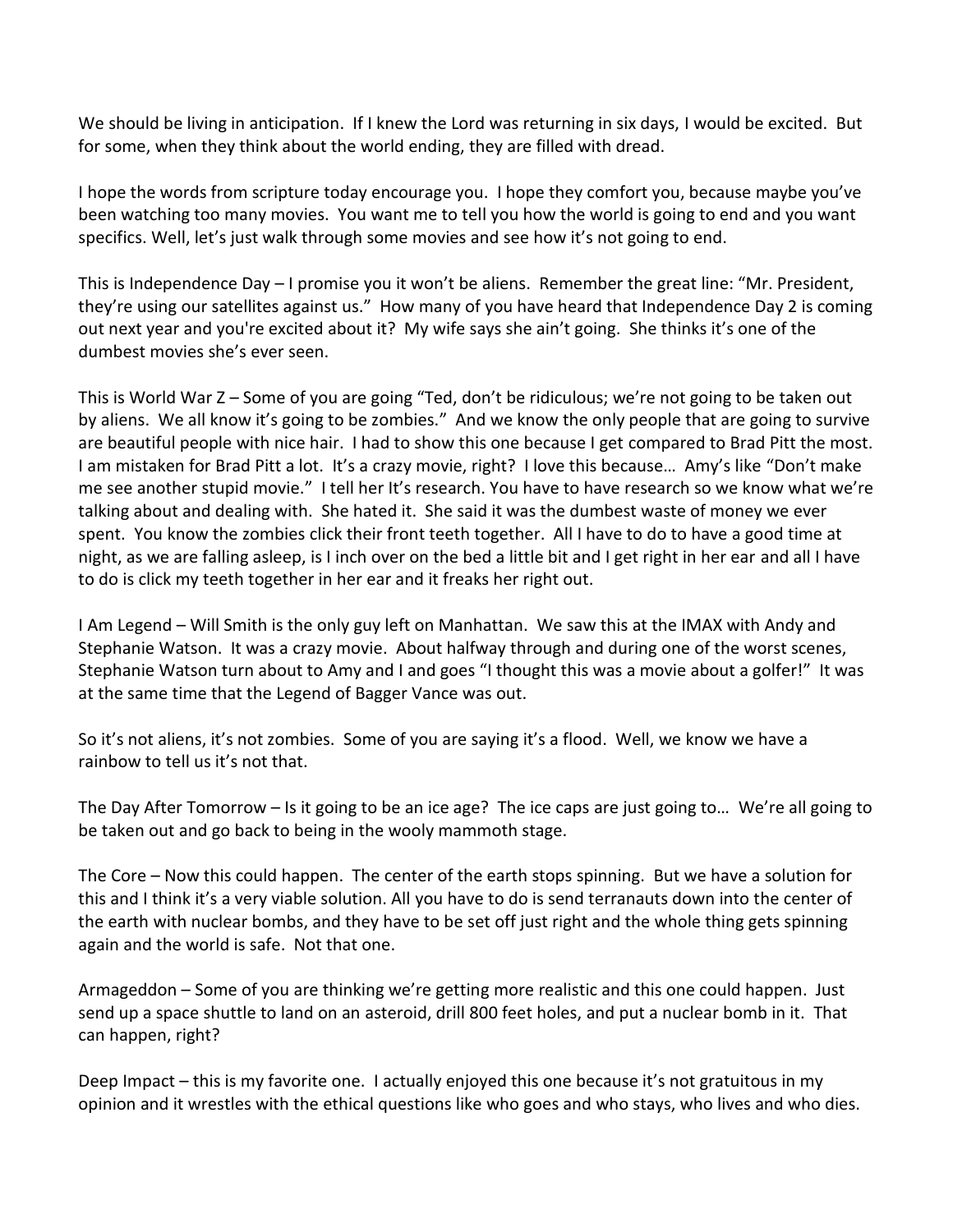We should be living in anticipation. If I knew the Lord was returning in six days, I would be excited. But for some, when they think about the world ending, they are filled with dread.

I hope the words from scripture today encourage you. I hope they comfort you, because maybe you've been watching too many movies. You want me to tell you how the world is going to end and you want specifics. Well, let's just walk through some movies and see how it's not going to end.

This is Independence Day – I promise you it won't be aliens. Remember the great line: "Mr. President, they're using our satellites against us." How many of you have heard that Independence Day 2 is coming out next year and you're excited about it? My wife says she ain't going. She thinks it's one of the dumbest movies she's ever seen.

This is World War Z – Some of you are going "Ted, don't be ridiculous; we're not going to be taken out by aliens. We all know it's going to be zombies." And we know the only people that are going to survive are beautiful people with nice hair. I had to show this one because I get compared to Brad Pitt the most. I am mistaken for Brad Pitt a lot. It's a crazy movie, right? I love this because… Amy's like "Don't make me see another stupid movie." I tell her It's research. You have to have research so we know what we're talking about and dealing with. She hated it. She said it was the dumbest waste of money we ever spent. You know the zombies click their front teeth together. All I have to do to have a good time at night, as we are falling asleep, is I inch over on the bed a little bit and I get right in her ear and all I have to do is click my teeth together in her ear and it freaks her right out.

I Am Legend – Will Smith is the only guy left on Manhattan. We saw this at the IMAX with Andy and Stephanie Watson. It was a crazy movie. About halfway through and during one of the worst scenes, Stephanie Watson turn about to Amy and I and goes "I thought this was a movie about a golfer!" It was at the same time that the Legend of Bagger Vance was out.

So it's not aliens, it's not zombies. Some of you are saying it's a flood. Well, we know we have a rainbow to tell us it's not that.

The Day After Tomorrow – Is it going to be an ice age? The ice caps are just going to… We're all going to be taken out and go back to being in the wooly mammoth stage.

The Core – Now this could happen. The center of the earth stops spinning. But we have a solution for this and I think it's a very viable solution. All you have to do is send terranauts down into the center of the earth with nuclear bombs, and they have to be set off just right and the whole thing gets spinning again and the world is safe. Not that one.

Armageddon – Some of you are thinking we're getting more realistic and this one could happen. Just send up a space shuttle to land on an asteroid, drill 800 feet holes, and put a nuclear bomb in it. That can happen, right?

Deep Impact – this is my favorite one. I actually enjoyed this one because it's not gratuitous in my opinion and it wrestles with the ethical questions like who goes and who stays, who lives and who dies.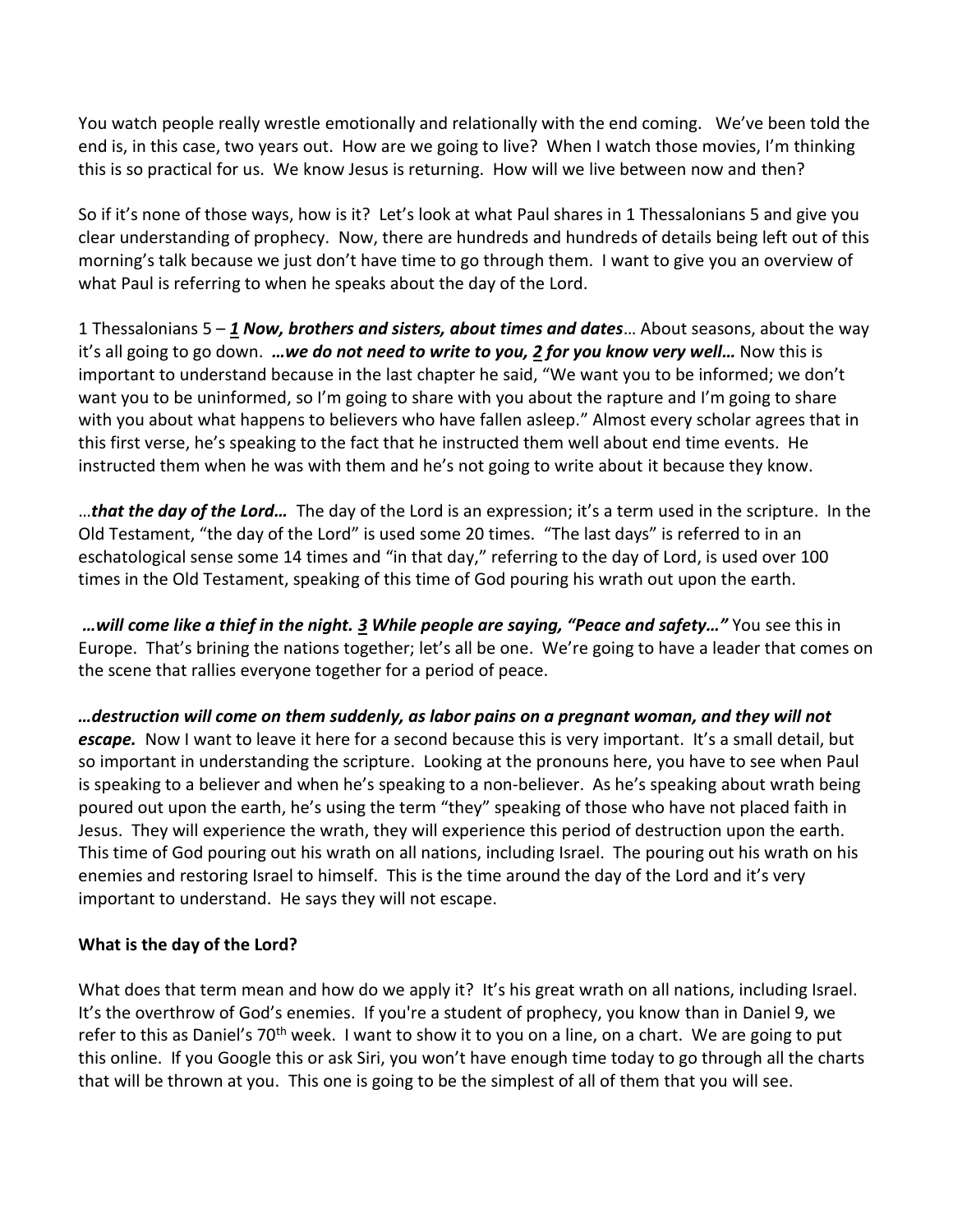You watch people really wrestle emotionally and relationally with the end coming. We've been told the end is, in this case, two years out. How are we going to live? When I watch those movies, I'm thinking this is so practical for us. We know Jesus is returning. How will we live between now and then?

So if it's none of those ways, how is it? Let's look at what Paul shares in 1 Thessalonians 5 and give you clear understanding of prophecy. Now, there are hundreds and hundreds of details being left out of this morning's talk because we just don't have time to go through them. I want to give you an overview of what Paul is referring to when he speaks about the day of the Lord.

1 Thessalonians 5 – ***1 Now, brothers and sisters, about times and dates***… About seasons, about the way it's all going to go down. ***…we do not need to write to you, 2 for you know very well…*** Now this is important to understand because in the last chapter he said, "We want you to be informed; we don't want you to be uninformed, so I'm going to share with you about the rapture and I'm going to share with you about what happens to believers who have fallen asleep." Almost every scholar agrees that in this first verse, he's speaking to the fact that he instructed them well about end time events. He instructed them when he was with them and he's not going to write about it because they know.

…***that the day of the Lord…*** The day of the Lord is an expression; it's a term used in the scripture. In the Old Testament, "the day of the Lord" is used some 20 times. "The last days" is referred to in an eschatological sense some 14 times and "in that day," referring to the day of Lord, is used over 100 times in the Old Testament, speaking of this time of God pouring his wrath out upon the earth.

***…will come like a thief in the night. 3 While people are saying, "Peace and safety…"*** You see this in Europe. That's brining the nations together; let's all be one. We're going to have a leader that comes on the scene that rallies everyone together for a period of peace.

***…destruction will come on them suddenly, as labor pains on a pregnant woman, and they will not escape.*** Now I want to leave it here for a second because this is very important. It's a small detail, but so important in understanding the scripture. Looking at the pronouns here, you have to see when Paul is speaking to a believer and when he's speaking to a non-believer. As he's speaking about wrath being poured out upon the earth, he's using the term "they" speaking of those who have not placed faith in Jesus. They will experience the wrath, they will experience this period of destruction upon the earth. This time of God pouring out his wrath on all nations, including Israel. The pouring out his wrath on his enemies and restoring Israel to himself. This is the time around the day of the Lord and it's very important to understand. He says they will not escape.

**What is the day of the Lord?**

What does that term mean and how do we apply it? It's his great wrath on all nations, including Israel. It's the overthrow of God's enemies. If you're a student of prophecy, you know than in Daniel 9, we refer to this as Daniel's 70th week. I want to show it to you on a line, on a chart. We are going to put this online. If you Google this or ask Siri, you won't have enough time today to go through all the charts that will be thrown at you. This one is going to be the simplest of all of them that you will see.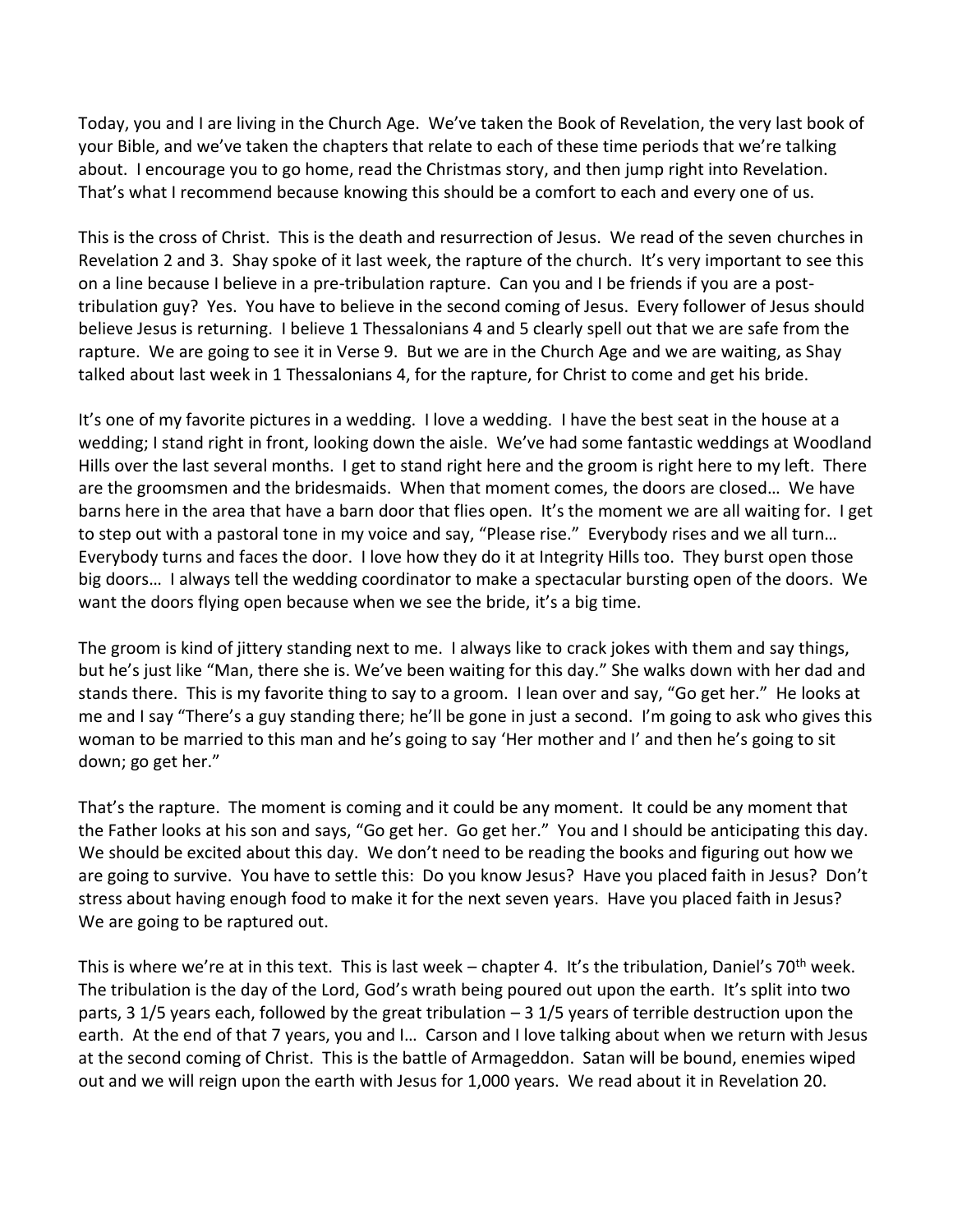Today, you and I are living in the Church Age. We've taken the Book of Revelation, the very last book of your Bible, and we've taken the chapters that relate to each of these time periods that we're talking about. I encourage you to go home, read the Christmas story, and then jump right into Revelation. That's what I recommend because knowing this should be a comfort to each and every one of us.

This is the cross of Christ. This is the death and resurrection of Jesus. We read of the seven churches in Revelation 2 and 3. Shay spoke of it last week, the rapture of the church. It's very important to see this on a line because I believe in a pre-tribulation rapture. Can you and I be friends if you are a post-tribulation guy? Yes. You have to believe in the second coming of Jesus. Every follower of Jesus should believe Jesus is returning. I believe 1 Thessalonians 4 and 5 clearly spell out that we are safe from the rapture. We are going to see it in Verse 9. But we are in the Church Age and we are waiting, as Shay talked about last week in 1 Thessalonians 4, for the rapture, for Christ to come and get his bride.

It's one of my favorite pictures in a wedding. I love a wedding. I have the best seat in the house at a wedding; I stand right in front, looking down the aisle. We've had some fantastic weddings at Woodland Hills over the last several months. I get to stand right here and the groom is right here to my left. There are the groomsmen and the bridesmaids. When that moment comes, the doors are closed… We have barns here in the area that have a barn door that flies open. It's the moment we are all waiting for. I get to step out with a pastoral tone in my voice and say, "Please rise." Everybody rises and we all turn… Everybody turns and faces the door. I love how they do it at Integrity Hills too. They burst open those big doors… I always tell the wedding coordinator to make a spectacular bursting open of the doors. We want the doors flying open because when we see the bride, it's a big time.

The groom is kind of jittery standing next to me. I always like to crack jokes with them and say things, but he's just like "Man, there she is. We've been waiting for this day." She walks down with her dad and stands there. This is my favorite thing to say to a groom. I lean over and say, "Go get her." He looks at me and I say "There's a guy standing there; he'll be gone in just a second. I'm going to ask who gives this woman to be married to this man and he's going to say 'Her mother and I' and then he's going to sit down; go get her."

That's the rapture. The moment is coming and it could be any moment. It could be any moment that the Father looks at his son and says, "Go get her. Go get her." You and I should be anticipating this day. We should be excited about this day. We don't need to be reading the books and figuring out how we are going to survive. You have to settle this: Do you know Jesus? Have you placed faith in Jesus? Don't stress about having enough food to make it for the next seven years. Have you placed faith in Jesus? We are going to be raptured out.

This is where we're at in this text. This is last week – chapter 4. It's the tribulation, Daniel's 70th week. The tribulation is the day of the Lord, God's wrath being poured out upon the earth. It's split into two parts, 3 1/5 years each, followed by the great tribulation – 3 1/5 years of terrible destruction upon the earth. At the end of that 7 years, you and I… Carson and I love talking about when we return with Jesus at the second coming of Christ. This is the battle of Armageddon. Satan will be bound, enemies wiped out and we will reign upon the earth with Jesus for 1,000 years. We read about it in Revelation 20.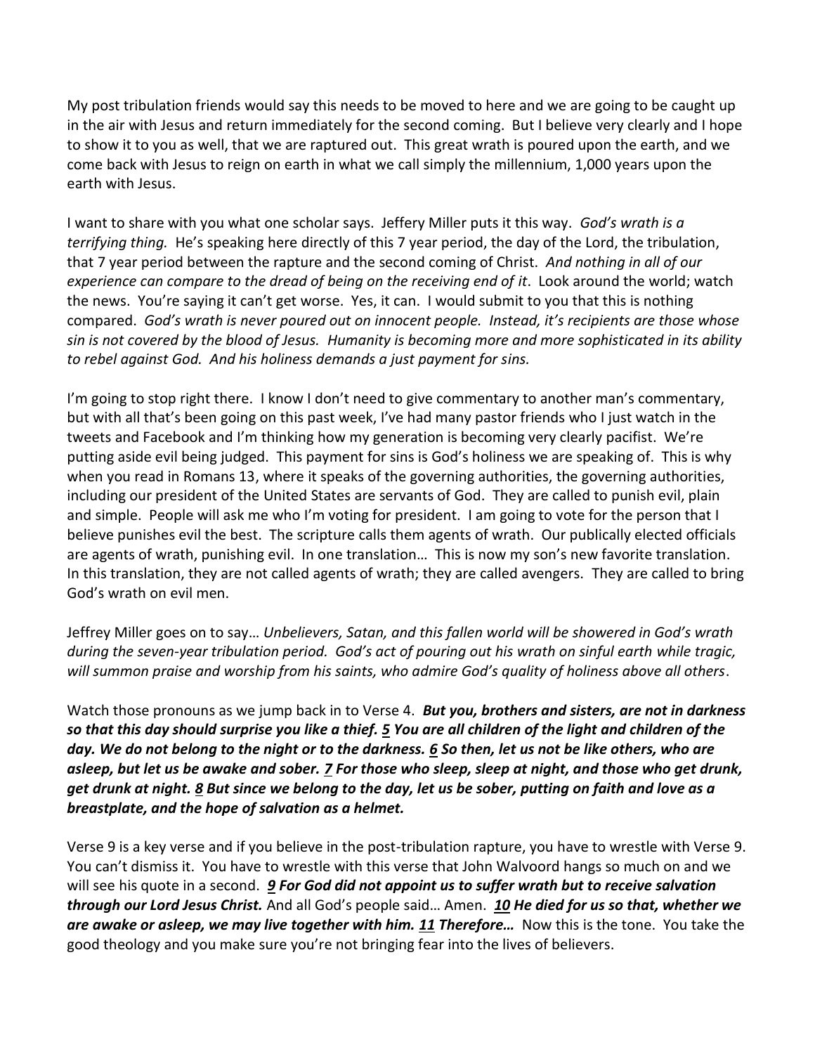My post tribulation friends would say this needs to be moved to here and we are going to be caught up in the air with Jesus and return immediately for the second coming. But I believe very clearly and I hope to show it to you as well, that we are raptured out. This great wrath is poured upon the earth, and we come back with Jesus to reign on earth in what we call simply the millennium, 1,000 years upon the earth with Jesus.

I want to share with you what one scholar says. Jeffery Miller puts it this way. *God's wrath is a terrifying thing.* He's speaking here directly of this 7 year period, the day of the Lord, the tribulation, that 7 year period between the rapture and the second coming of Christ. *And nothing in all of our experience can compare to the dread of being on the receiving end of it*. Look around the world; watch the news. You're saying it can't get worse. Yes, it can. I would submit to you that this is nothing compared. *God's wrath is never poured out on innocent people. Instead, it's recipients are those whose sin is not covered by the blood of Jesus. Humanity is becoming more and more sophisticated in its ability to rebel against God. And his holiness demands a just payment for sins.*

I'm going to stop right there. I know I don't need to give commentary to another man's commentary, but with all that's been going on this past week, I've had many pastor friends who I just watch in the tweets and Facebook and I'm thinking how my generation is becoming very clearly pacifist. We're putting aside evil being judged. This payment for sins is God's holiness we are speaking of. This is why when you read in Romans 13, where it speaks of the governing authorities, the governing authorities, including our president of the United States are servants of God. They are called to punish evil, plain and simple. People will ask me who I'm voting for president. I am going to vote for the person that I believe punishes evil the best. The scripture calls them agents of wrath. Our publically elected officials are agents of wrath, punishing evil. In one translation… This is now my son's new favorite translation. In this translation, they are not called agents of wrath; they are called avengers. They are called to bring God's wrath on evil men.

Jeffrey Miller goes on to say… *Unbelievers, Satan, and this fallen world will be showered in God's wrath during the seven-year tribulation period. God's act of pouring out his wrath on sinful earth while tragic, will summon praise and worship from his saints, who admire God's quality of holiness above all others*.

Watch those pronouns as we jump back in to Verse 4. ***But you, brothers and sisters, are not in darkness so that this day should surprise you like a thief. 5 You are all children of the light and children of the day. We do not belong to the night or to the darkness. 6 So then, let us not be like others, who are asleep, but let us be awake and sober. 7 For those who sleep, sleep at night, and those who get drunk, get drunk at night. 8 But since we belong to the day, let us be sober, putting on faith and love as a breastplate, and the hope of salvation as a helmet.***

Verse 9 is a key verse and if you believe in the post-tribulation rapture, you have to wrestle with Verse 9. You can't dismiss it. You have to wrestle with this verse that John Walvoord hangs so much on and we will see his quote in a second. ***9 For God did not appoint us to suffer wrath but to receive salvation through our Lord Jesus Christ.*** And all God's people said… Amen. ***10 He died for us so that, whether we are awake or asleep, we may live together with him. 11 Therefore…*** Now this is the tone. You take the good theology and you make sure you're not bringing fear into the lives of believers.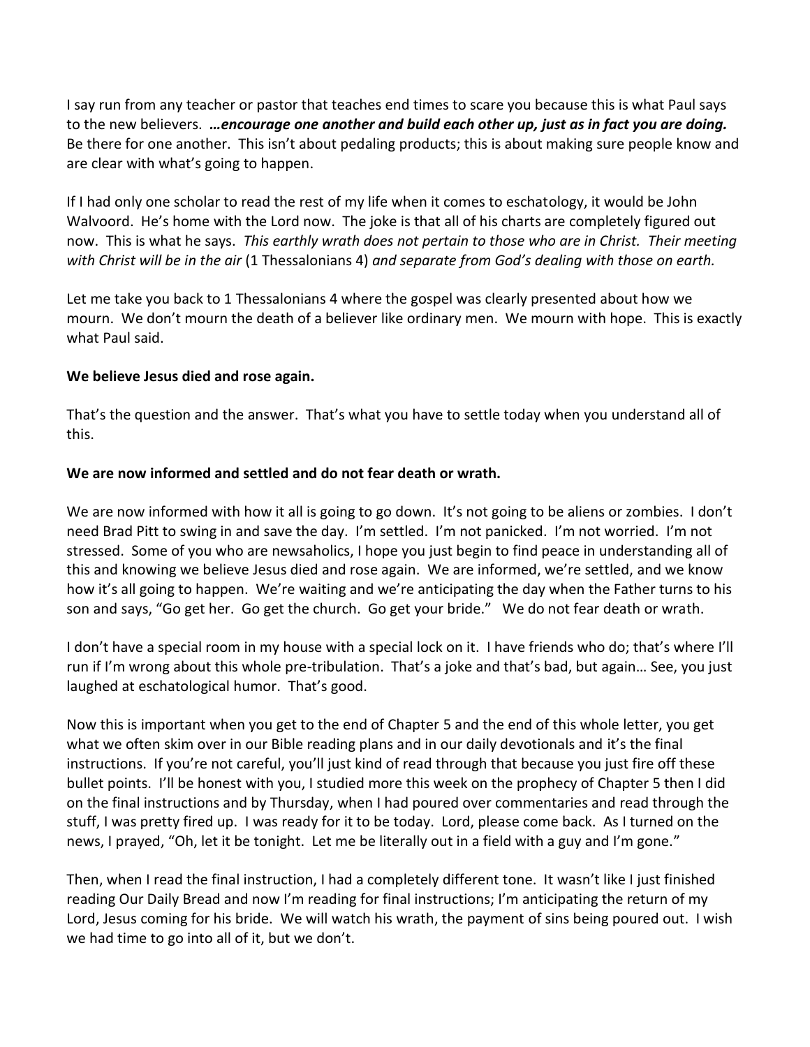I say run from any teacher or pastor that teaches end times to scare you because this is what Paul says to the new believers. ***…encourage one another and build each other up, just as in fact you are doing.*** Be there for one another. This isn't about pedaling products; this is about making sure people know and are clear with what's going to happen.

If I had only one scholar to read the rest of my life when it comes to eschatology, it would be John Walvoord. He's home with the Lord now. The joke is that all of his charts are completely figured out now. This is what he says. *This earthly wrath does not pertain to those who are in Christ. Their meeting with Christ will be in the air* (1 Thessalonians 4) *and separate from God's dealing with those on earth.*

Let me take you back to 1 Thessalonians 4 where the gospel was clearly presented about how we mourn. We don't mourn the death of a believer like ordinary men. We mourn with hope. This is exactly what Paul said.

**We believe Jesus died and rose again.**

That's the question and the answer. That's what you have to settle today when you understand all of this.

**We are now informed and settled and do not fear death or wrath.**

We are now informed with how it all is going to go down. It's not going to be aliens or zombies. I don't need Brad Pitt to swing in and save the day. I'm settled. I'm not panicked. I'm not worried. I'm not stressed. Some of you who are newsaholics, I hope you just begin to find peace in understanding all of this and knowing we believe Jesus died and rose again. We are informed, we're settled, and we know how it's all going to happen. We're waiting and we're anticipating the day when the Father turns to his son and says, "Go get her. Go get the church. Go get your bride." We do not fear death or wrath.

I don't have a special room in my house with a special lock on it. I have friends who do; that's where I'll run if I'm wrong about this whole pre-tribulation. That's a joke and that's bad, but again… See, you just laughed at eschatological humor. That's good.

Now this is important when you get to the end of Chapter 5 and the end of this whole letter, you get what we often skim over in our Bible reading plans and in our daily devotionals and it's the final instructions. If you're not careful, you'll just kind of read through that because you just fire off these bullet points. I'll be honest with you, I studied more this week on the prophecy of Chapter 5 then I did on the final instructions and by Thursday, when I had poured over commentaries and read through the stuff, I was pretty fired up. I was ready for it to be today. Lord, please come back. As I turned on the news, I prayed, "Oh, let it be tonight. Let me be literally out in a field with a guy and I'm gone."

Then, when I read the final instruction, I had a completely different tone. It wasn't like I just finished reading Our Daily Bread and now I'm reading for final instructions; I'm anticipating the return of my Lord, Jesus coming for his bride. We will watch his wrath, the payment of sins being poured out. I wish we had time to go into all of it, but we don't.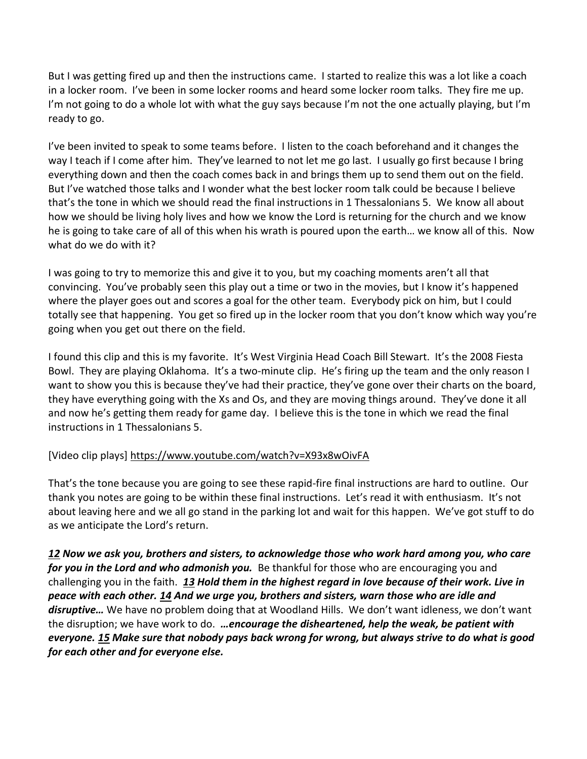But I was getting fired up and then the instructions came. I started to realize this was a lot like a coach in a locker room. I've been in some locker rooms and heard some locker room talks. They fire me up. I'm not going to do a whole lot with what the guy says because I'm not the one actually playing, but I'm ready to go.

I've been invited to speak to some teams before. I listen to the coach beforehand and it changes the way I teach if I come after him. They've learned to not let me go last. I usually go first because I bring everything down and then the coach comes back in and brings them up to send them out on the field. But I've watched those talks and I wonder what the best locker room talk could be because I believe that's the tone in which we should read the final instructions in 1 Thessalonians 5. We know all about how we should be living holy lives and how we know the Lord is returning for the church and we know he is going to take care of all of this when his wrath is poured upon the earth… we know all of this. Now what do we do with it?

I was going to try to memorize this and give it to you, but my coaching moments aren't all that convincing. You've probably seen this play out a time or two in the movies, but I know it's happened where the player goes out and scores a goal for the other team. Everybody pick on him, but I could totally see that happening. You get so fired up in the locker room that you don't know which way you're going when you get out there on the field.

I found this clip and this is my favorite. It's West Virginia Head Coach Bill Stewart. It's the 2008 Fiesta Bowl. They are playing Oklahoma. It's a two-minute clip. He's firing up the team and the only reason I want to show you this is because they've had their practice, they've gone over their charts on the board, they have everything going with the Xs and Os, and they are moving things around. They've done it all and now he's getting them ready for game day. I believe this is the tone in which we read the final instructions in 1 Thessalonians 5.

[Video clip plays] https://www.youtube.com/watch?v=X93x8wOivFA

That's the tone because you are going to see these rapid-fire final instructions are hard to outline. Our thank you notes are going to be within these final instructions. Let's read it with enthusiasm. It's not about leaving here and we all go stand in the parking lot and wait for this happen. We've got stuff to do as we anticipate the Lord's return.

***12 Now we ask you, brothers and sisters, to acknowledge those who work hard among you, who care for you in the Lord and who admonish you.*** Be thankful for those who are encouraging you and challenging you in the faith. ***13 Hold them in the highest regard in love because of their work. Live in peace with each other. 14 And we urge you, brothers and sisters, warn those who are idle and disruptive…*** We have no problem doing that at Woodland Hills. We don't want idleness, we don't want the disruption; we have work to do. ***…encourage the disheartened, help the weak, be patient with everyone. 15 Make sure that nobody pays back wrong for wrong, but always strive to do what is good for each other and for everyone else.***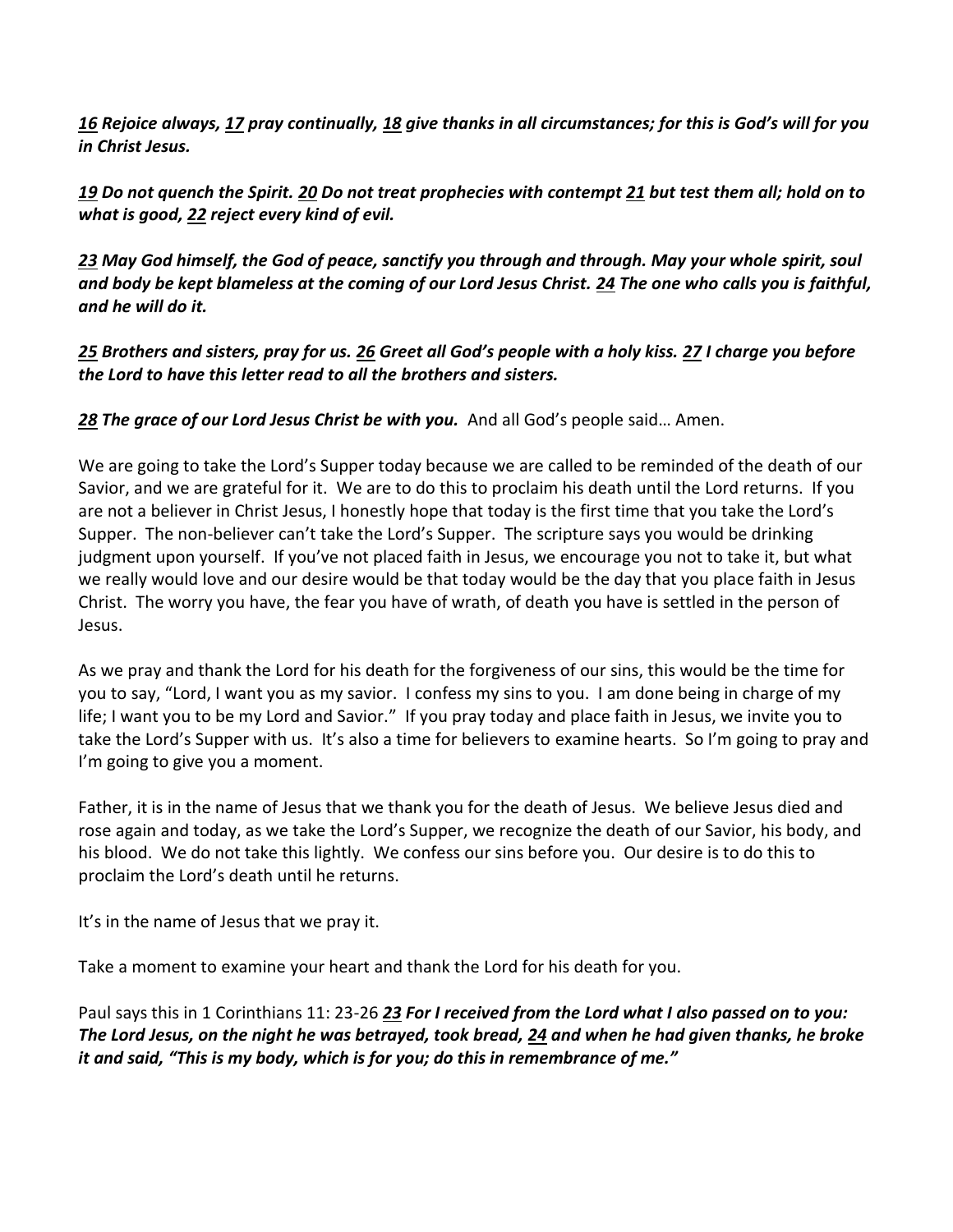***<u>16</u> Rejoice always, <u>17</u> pray continually, <u>18</u> give thanks in all circumstances; for this is God's will for you in Christ Jesus.***

***<u>19</u> Do not quench the Spirit. <u>20</u> Do not treat prophecies with contempt <u>21</u> but test them all; hold on to what is good, <u>22</u> reject every kind of evil.***

***<u>23</u> May God himself, the God of peace, sanctify you through and through. May your whole spirit, soul and body be kept blameless at the coming of our Lord Jesus Christ. <u>24</u> The one who calls you is faithful, and he will do it.***

***<u>25</u> Brothers and sisters, pray for us. <u>26</u> Greet all God's people with a holy kiss. <u>27</u> I charge you before the Lord to have this letter read to all the brothers and sisters.***

***<u>28</u> The grace of our Lord Jesus Christ be with you.*** And all God's people said… Amen.

We are going to take the Lord's Supper today because we are called to be reminded of the death of our Savior, and we are grateful for it. We are to do this to proclaim his death until the Lord returns. If you are not a believer in Christ Jesus, I honestly hope that today is the first time that you take the Lord's Supper. The non-believer can't take the Lord's Supper. The scripture says you would be drinking judgment upon yourself. If you've not placed faith in Jesus, we encourage you not to take it, but what we really would love and our desire would be that today would be the day that you place faith in Jesus Christ. The worry you have, the fear you have of wrath, of death you have is settled in the person of Jesus.

As we pray and thank the Lord for his death for the forgiveness of our sins, this would be the time for you to say, "Lord, I want you as my savior. I confess my sins to you. I am done being in charge of my life; I want you to be my Lord and Savior." If you pray today and place faith in Jesus, we invite you to take the Lord's Supper with us. It's also a time for believers to examine hearts. So I'm going to pray and I'm going to give you a moment.

Father, it is in the name of Jesus that we thank you for the death of Jesus. We believe Jesus died and rose again and today, as we take the Lord's Supper, we recognize the death of our Savior, his body, and his blood. We do not take this lightly. We confess our sins before you. Our desire is to do this to proclaim the Lord's death until he returns.

It's in the name of Jesus that we pray it.

Take a moment to examine your heart and thank the Lord for his death for you.

Paul says this in 1 Corinthians 11: 23-26 ***<u>23</u> For I received from the Lord what I also passed on to you: The Lord Jesus, on the night he was betrayed, took bread, <u>24</u> and when he had given thanks, he broke it and said, "This is my body, which is for you; do this in remembrance of me."***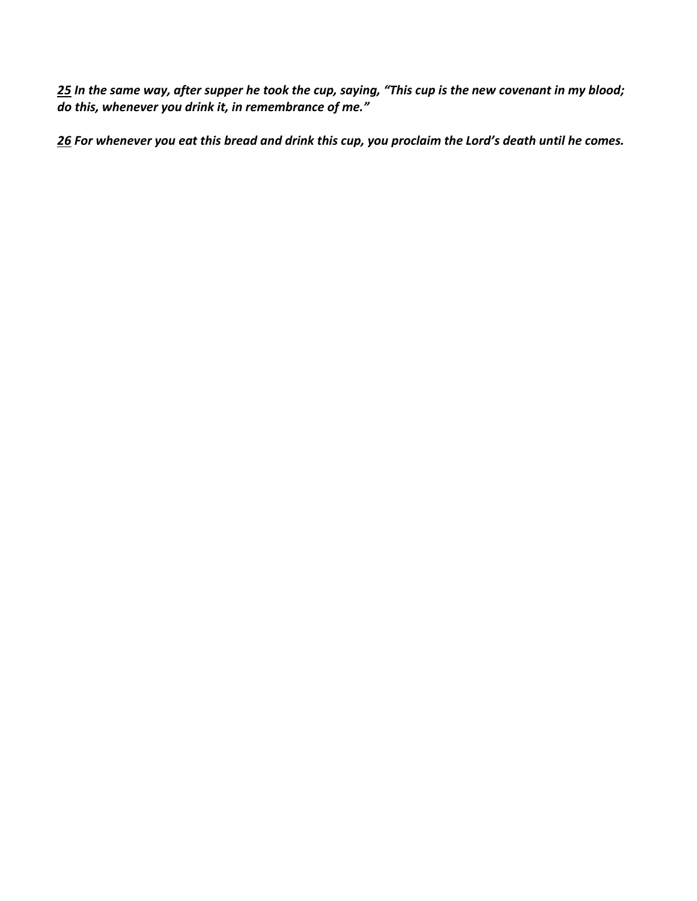***<u>25</u> In the same way, after supper he took the cup, saying, "This cup is the new covenant in my blood; do this, whenever you drink it, in remembrance of me."***

***<u>26</u> For whenever you eat this bread and drink this cup, you proclaim the Lord's death until he comes.***